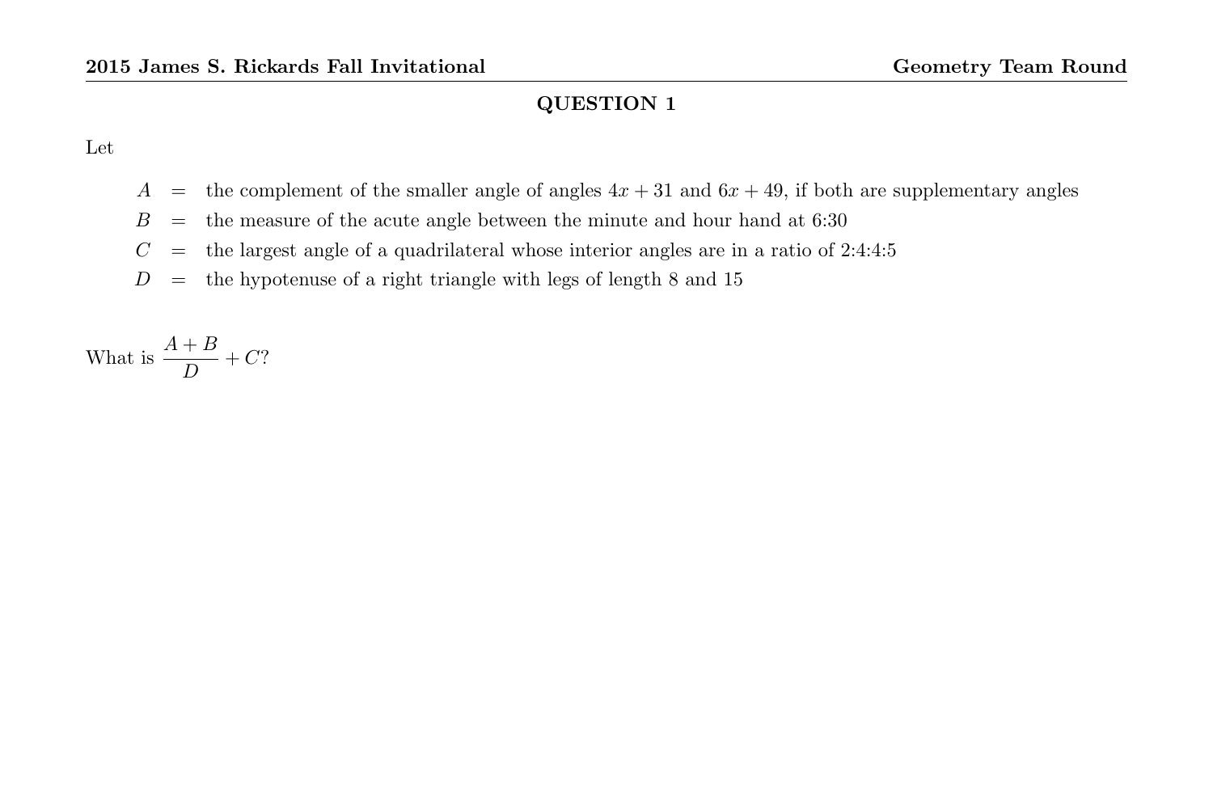## QUESTION 1

Let

$A$ = the complement of the smaller angle of angles $4x + 31$ and $6x + 49$, if both are supplementary angles

$B$ = the measure of the acute angle between the minute and hour hand at 6:30

$C$ = the largest angle of a quadrilateral whose interior angles are in a ratio of 2:4:4:5

$D$ = the hypotenuse of a right triangle with legs of length 8 and 15

What is $\dfrac{A+B}{D} + C$?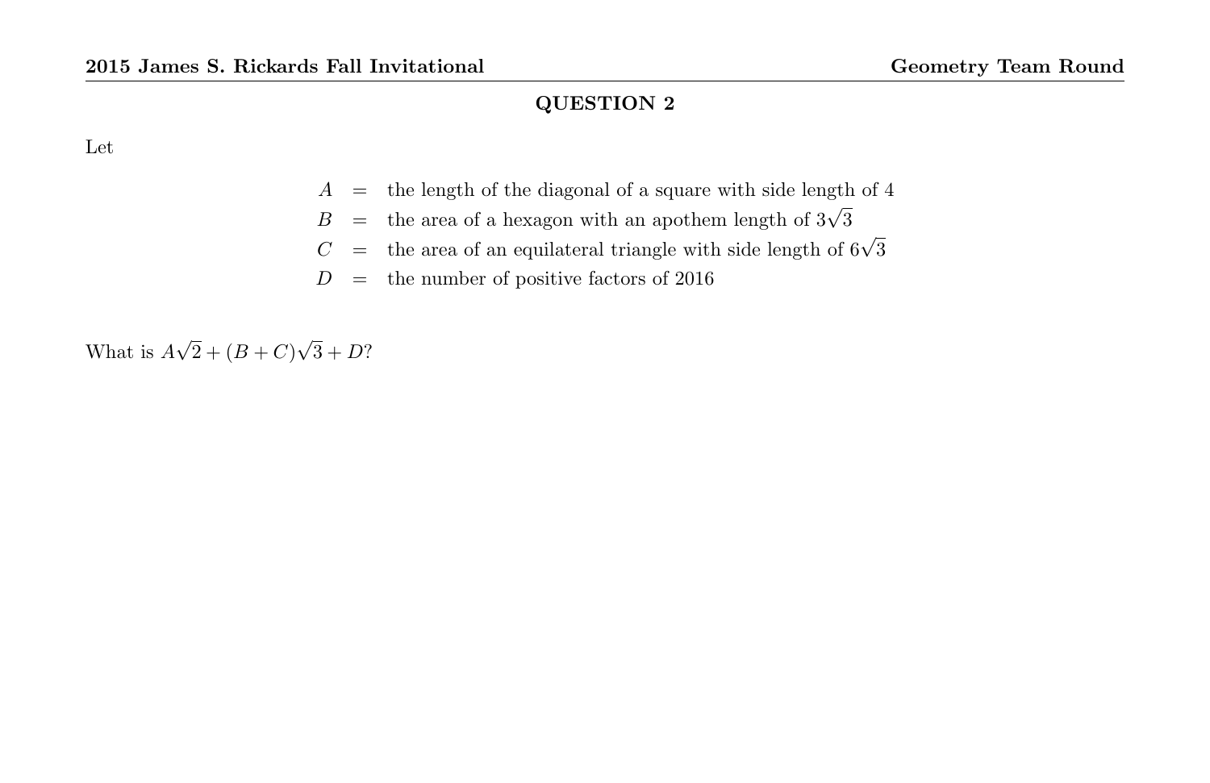## QUESTION 2

Let

$$
\begin{aligned}
A &= \text{the length of the diagonal of a square with side length of 4} \\
B &= \text{the area of a hexagon with an apothem length of } 3\sqrt{3} \\
C &= \text{the area of an equilateral triangle with side length of } 6\sqrt{3} \\
D &= \text{the number of positive factors of 2016}
\end{aligned}
$$

What is $A\sqrt{2} + (B + C)\sqrt{3} + D$?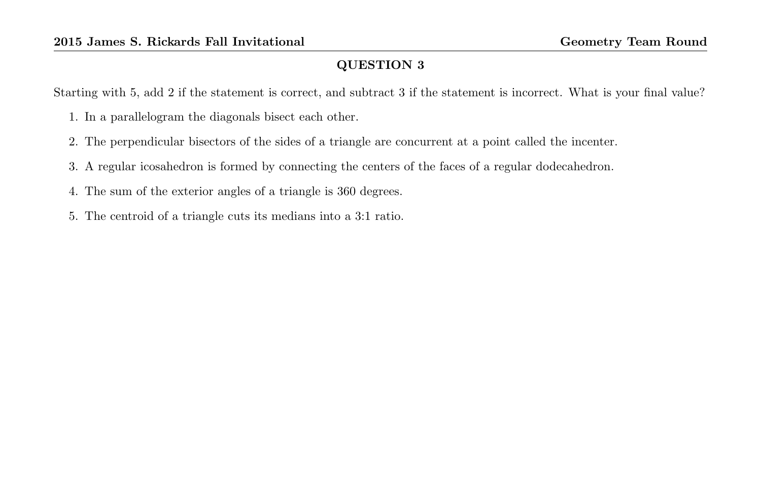## QUESTION 3

Starting with 5, add 2 if the statement is correct, and subtract 3 if the statement is incorrect. What is your final value?

1. In a parallelogram the diagonals bisect each other.
2. The perpendicular bisectors of the sides of a triangle are concurrent at a point called the incenter.
3. A regular icosahedron is formed by connecting the centers of the faces of a regular dodecahedron.
4. The sum of the exterior angles of a triangle is 360 degrees.
5. The centroid of a triangle cuts its medians into a 3:1 ratio.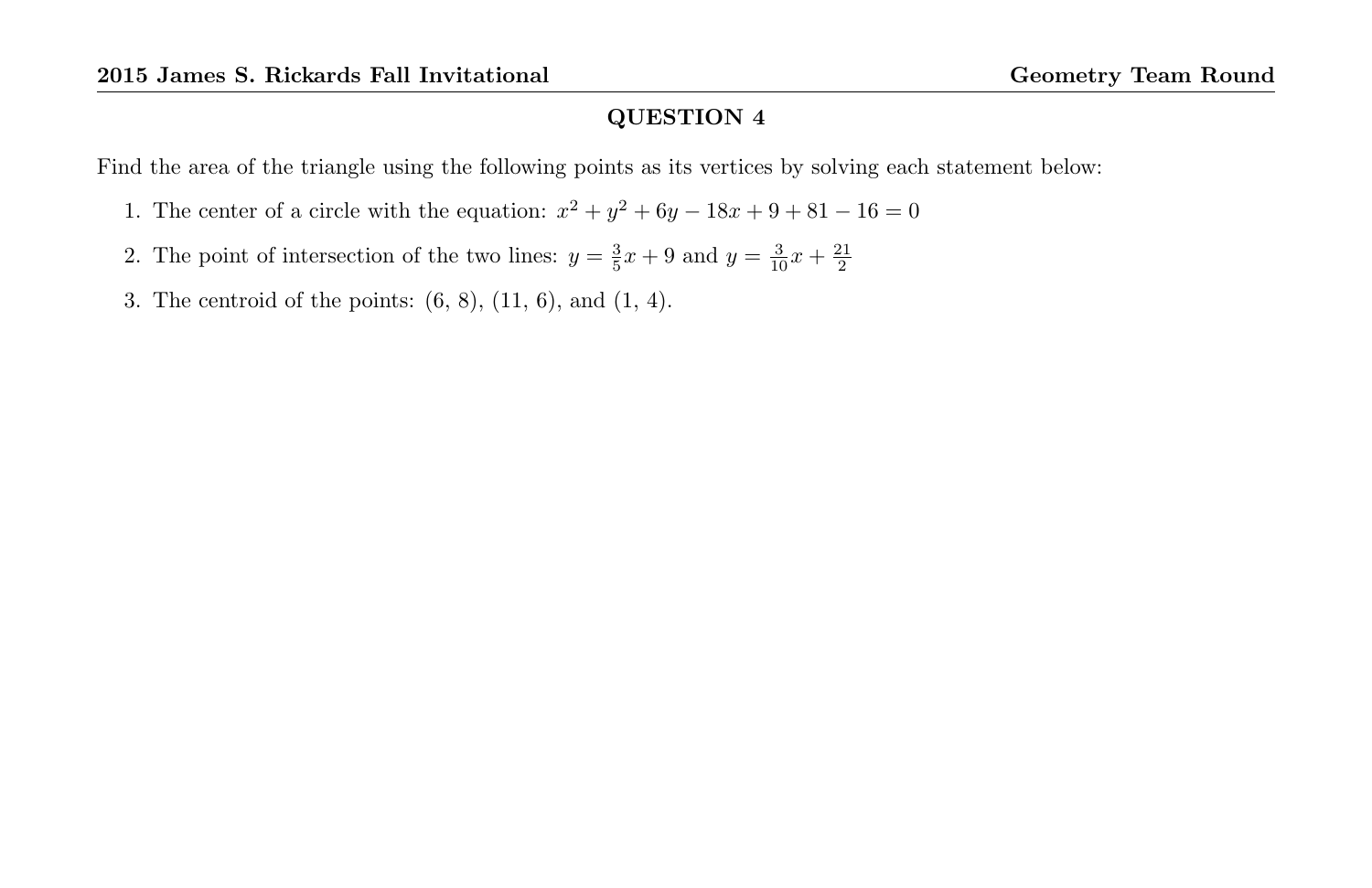## QUESTION 4

Find the area of the triangle using the following points as its vertices by solving each statement below:

1. The center of a circle with the equation: $x^2 + y^2 + 6y - 18x + 9 + 81 - 16 = 0$
2. The point of intersection of the two lines: $y = \frac{3}{5}x + 9$ and $y = \frac{3}{10}x + \frac{21}{2}$
3. The centroid of the points: (6, 8), (11, 6), and (1, 4).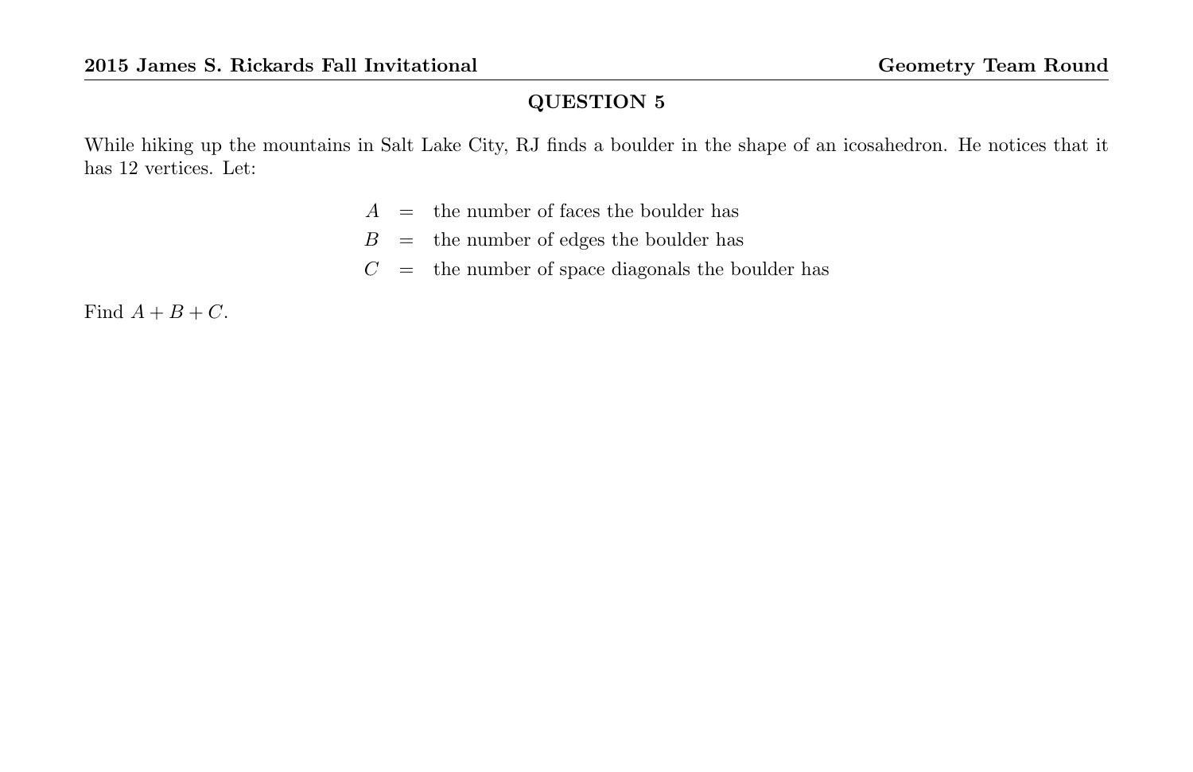## QUESTION 5

While hiking up the mountains in Salt Lake City, RJ finds a boulder in the shape of an icosahedron. He notices that it has 12 vertices. Let:

$$
\begin{aligned}
A &= \text{the number of faces the boulder has} \\
B &= \text{the number of edges the boulder has} \\
C &= \text{the number of space diagonals the boulder has}
\end{aligned}
$$

Find $A + B + C$.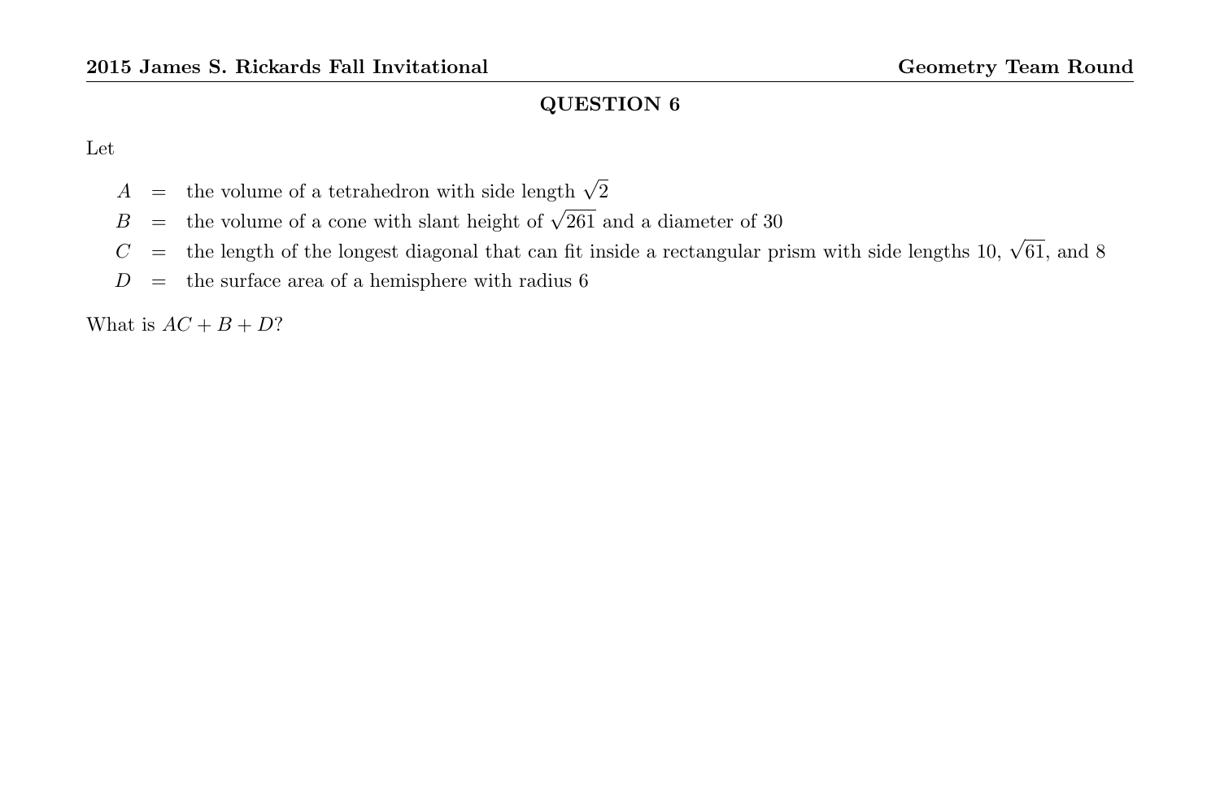## QUESTION 6

Let

$A$ = the volume of a tetrahedron with side length $\sqrt{2}$

$B$ = the volume of a cone with slant height of $\sqrt{261}$ and a diameter of 30

$C$ = the length of the longest diagonal that can fit inside a rectangular prism with side lengths 10, $\sqrt{61}$, and 8

$D$ = the surface area of a hemisphere with radius 6

What is $AC + B + D$?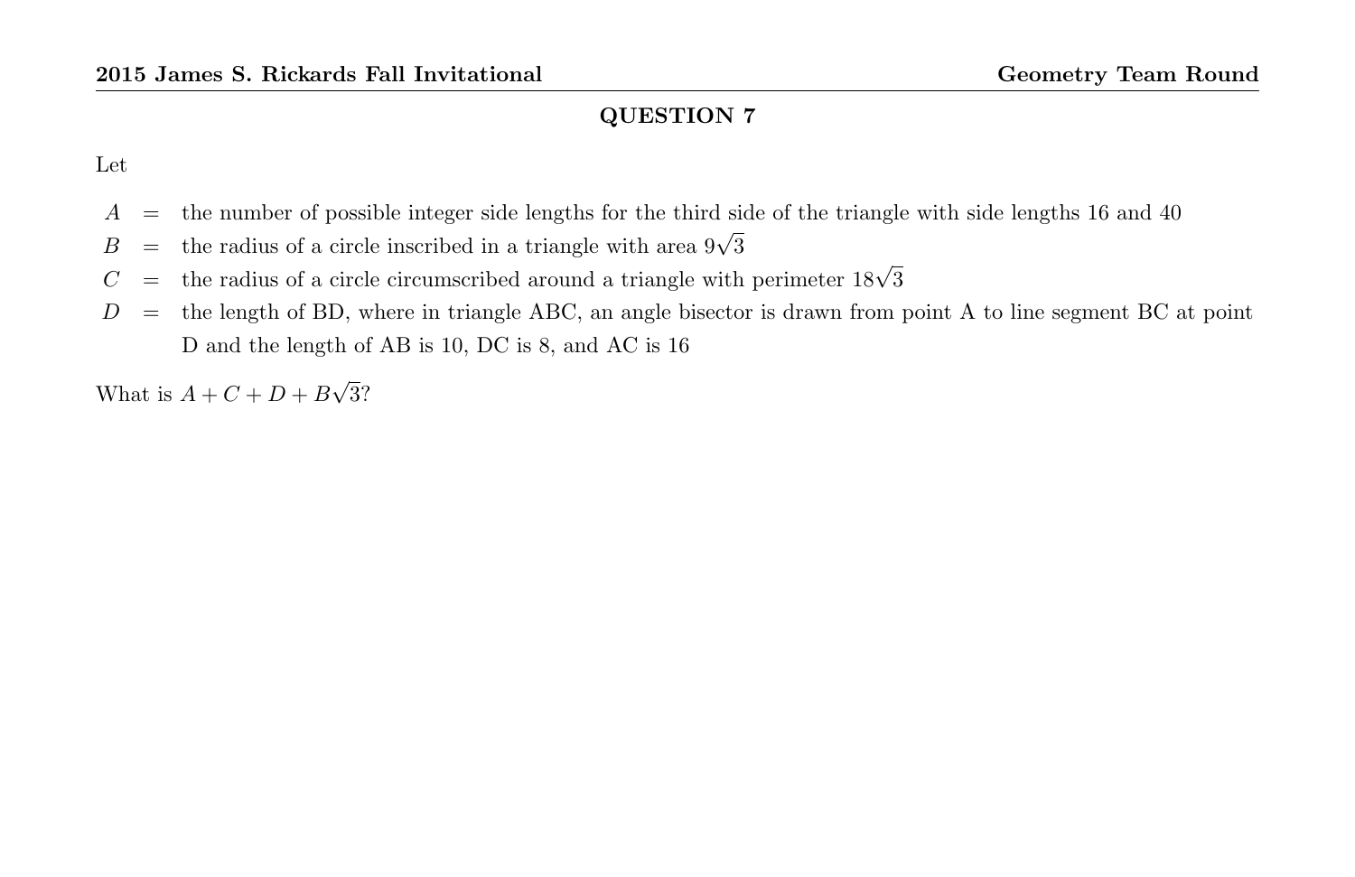## QUESTION 7

Let

$A$ = the number of possible integer side lengths for the third side of the triangle with side lengths 16 and 40

$B$ = the radius of a circle inscribed in a triangle with area $9\sqrt{3}$

$C$ = the radius of a circle circumscribed around a triangle with perimeter $18\sqrt{3}$

$D$ = the length of BD, where in triangle ABC, an angle bisector is drawn from point A to line segment BC at point D and the length of AB is 10, DC is 8, and AC is 16

What is $A + C + D + B\sqrt{3}$?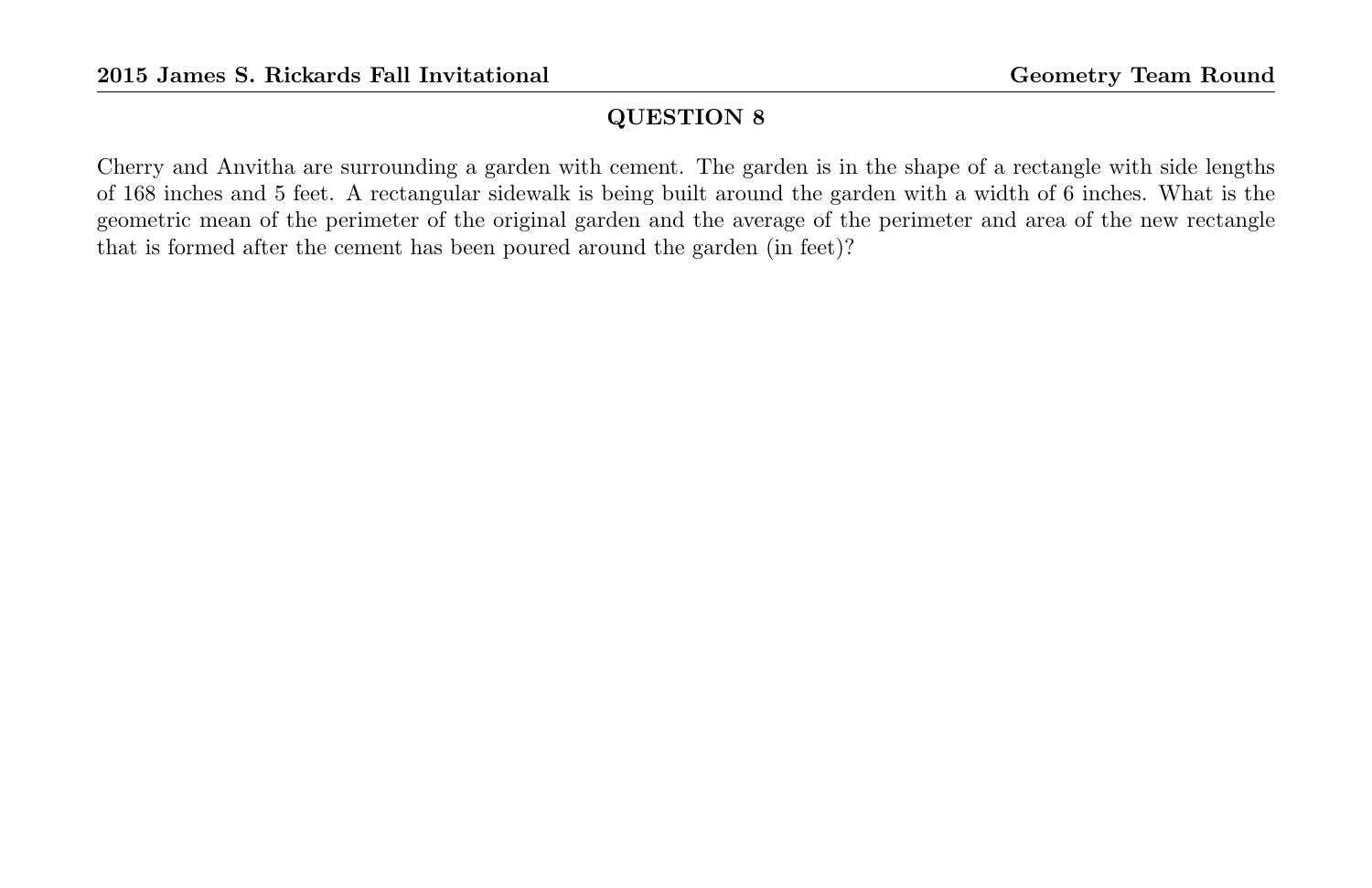## QUESTION 8

Cherry and Anvitha are surrounding a garden with cement. The garden is in the shape of a rectangle with side lengths of 168 inches and 5 feet. A rectangular sidewalk is being built around the garden with a width of 6 inches. What is the geometric mean of the perimeter of the original garden and the average of the perimeter and area of the new rectangle that is formed after the cement has been poured around the garden (in feet)?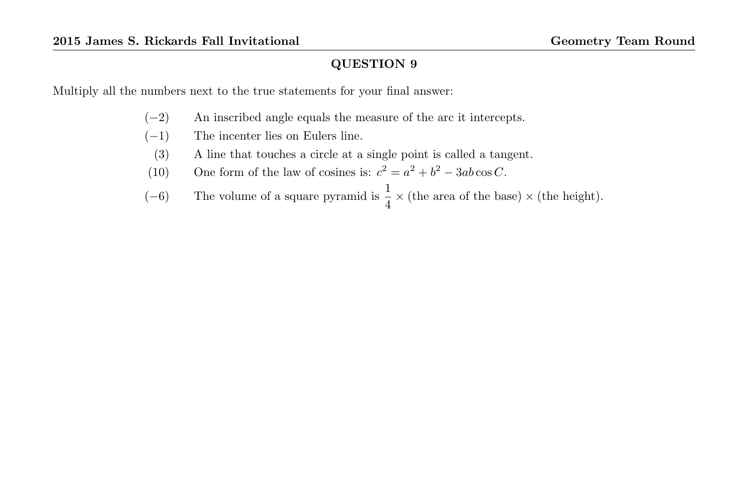## QUESTION 9

Multiply all the numbers next to the true statements for your final answer:

- $(-2)$ An inscribed angle equals the measure of the arc it intercepts.
- $(-1)$ The incenter lies on Eulers line.
- $(3)$ A line that touches a circle at a single point is called a tangent.
- $(10)$ One form of the law of cosines is: $c^2 = a^2 + b^2 - 3ab\cos C$.
- $(-6)$ The volume of a square pyramid is $\frac{1}{4} \times$ (the area of the base) $\times$ (the height).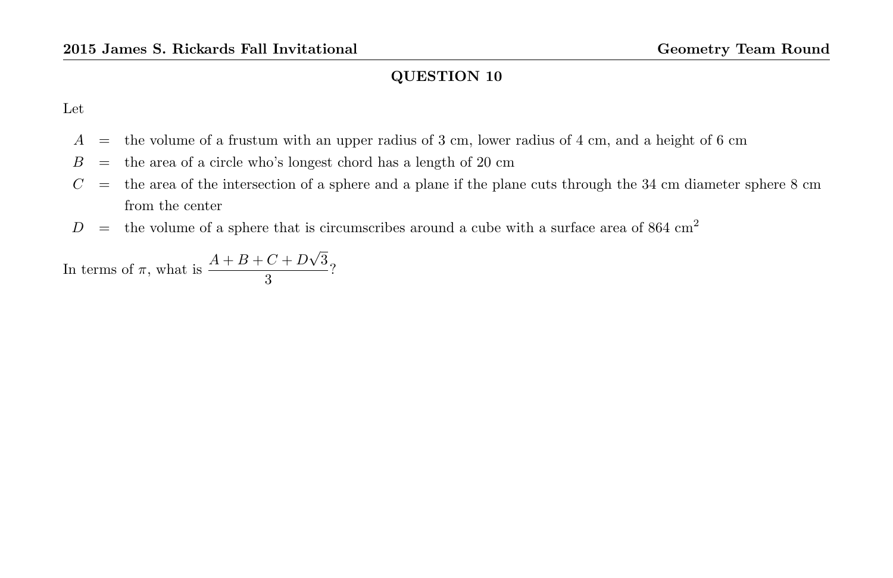## QUESTION 10

Let

- $A$ = the volume of a frustum with an upper radius of 3 cm, lower radius of 4 cm, and a height of 6 cm
- $B$ = the area of a circle who's longest chord has a length of 20 cm
- $C$ = the area of the intersection of a sphere and a plane if the plane cuts through the 34 cm diameter sphere 8 cm from the center
- $D$ = the volume of a sphere that is circumscribes around a cube with a surface area of 864 $\text{cm}^2$

In terms of $\pi$, what is $\dfrac{A+B+C+D\sqrt{3}}{3}$?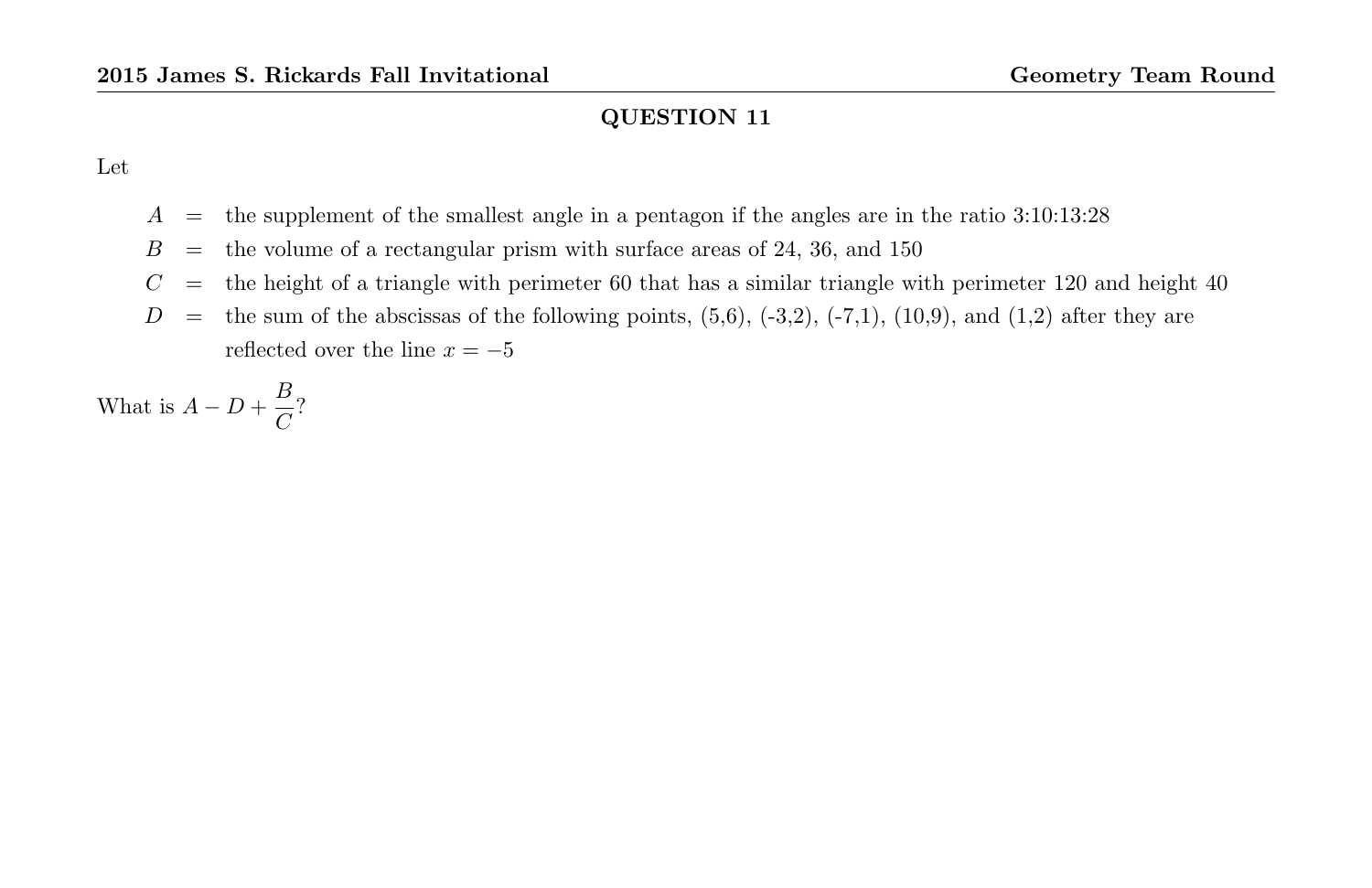## QUESTION 11

Let

$A$ = the supplement of the smallest angle in a pentagon if the angles are in the ratio 3:10:13:28

$B$ = the volume of a rectangular prism with surface areas of 24, 36, and 150

$C$ = the height of a triangle with perimeter 60 that has a similar triangle with perimeter 120 and height 40

$D$ = the sum of the abscissas of the following points, (5,6), (-3,2), (-7,1), (10,9), and (1,2) after they are reflected over the line $x = -5$

What is $A - D + \dfrac{B}{C}$?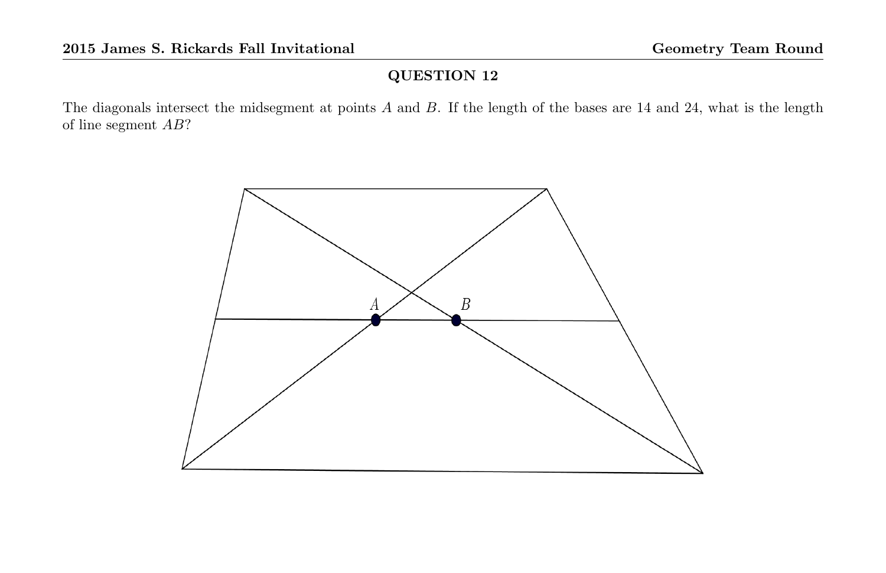## QUESTION 12

The diagonals intersect the midsegment at points $A$ and $B$. If the length of the bases are 14 and 24, what is the length of line segment $AB$?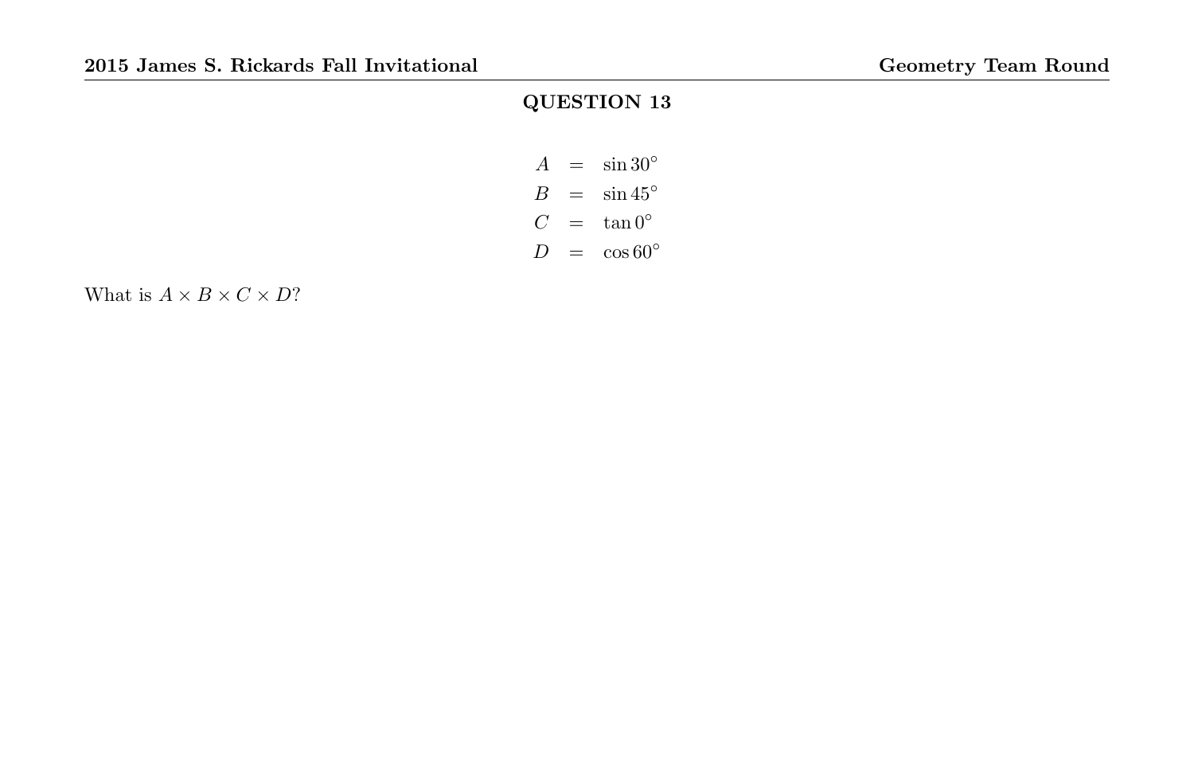## QUESTION 13

$$
\begin{aligned}
A &= \sin 30^\circ \\
B &= \sin 45^\circ \\
C &= \tan 0^\circ \\
D &= \cos 60^\circ
\end{aligned}
$$

What is $A \times B \times C \times D$?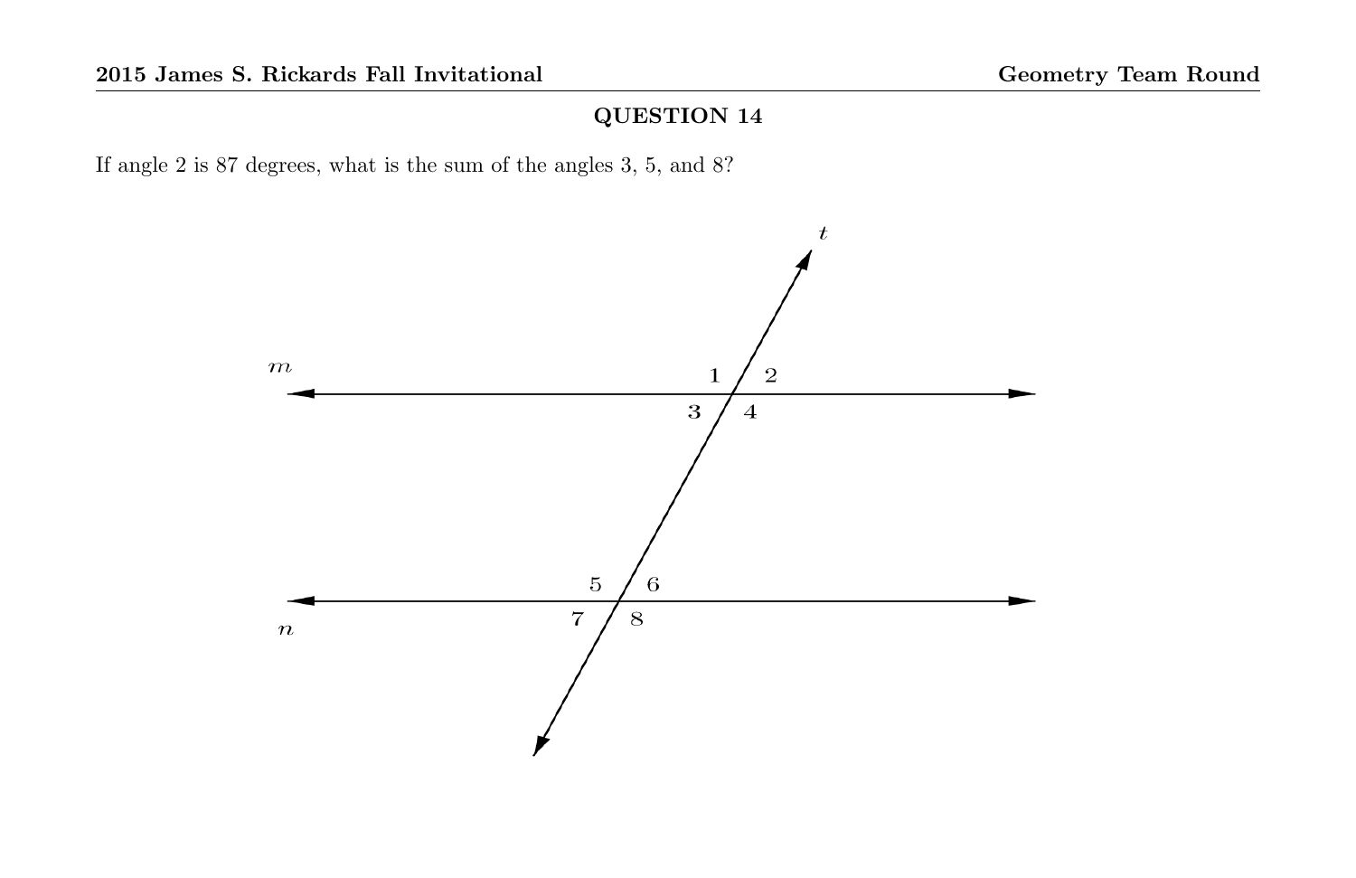## QUESTION 14

If angle 2 is 87 degrees, what is the sum of the angles 3, 5, and 8?

$t$

$m$

1 2

3 4

5 6

7 8

$n$